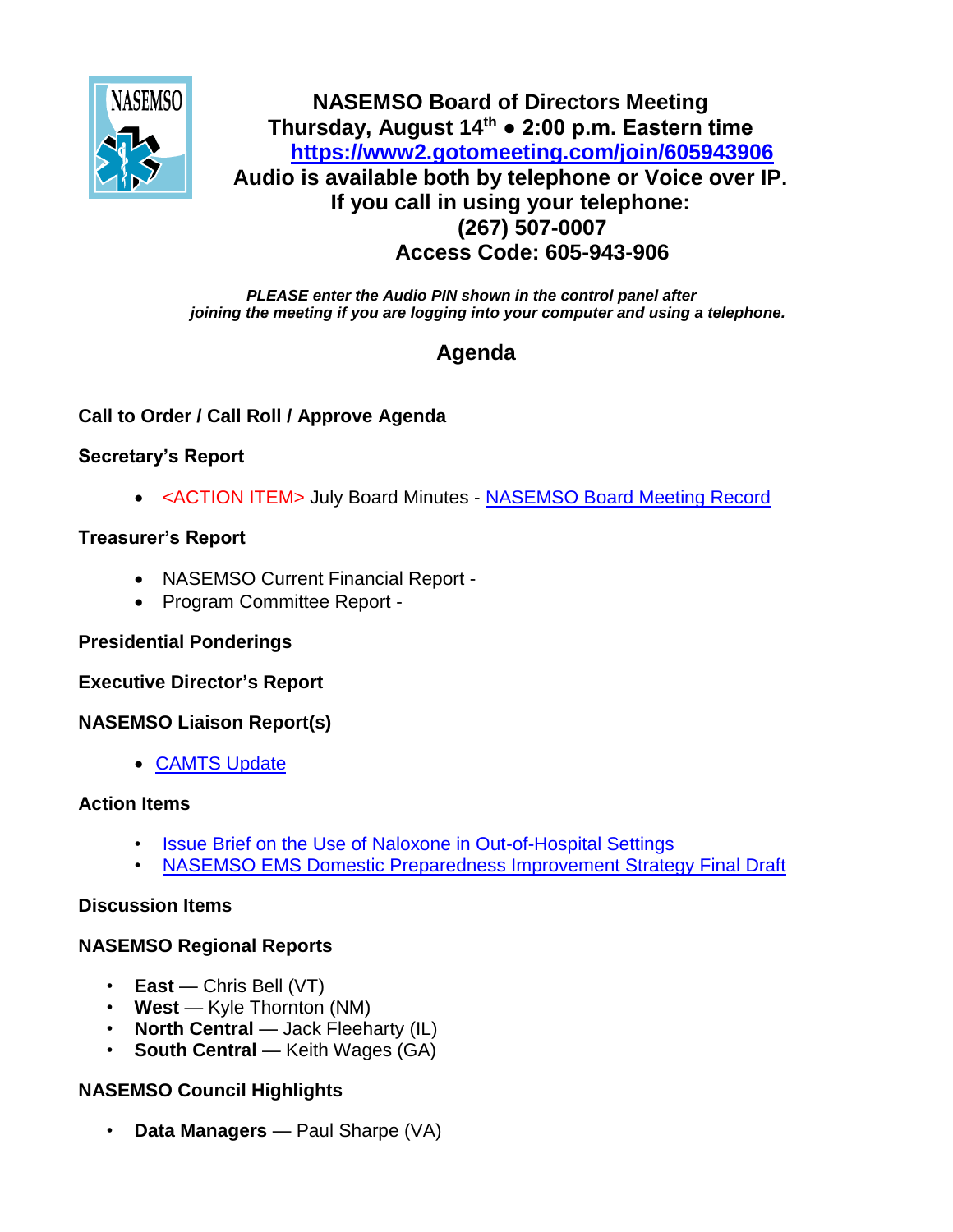# NASEMSO Board of Directors Meeting

**Thursday, August 14th ● 2:00 p.m. Eastern time**

**https://www2.gotomeeting.com/join/605943906**

**Audio is available both by telephone or Voice over IP.**

**If you call in using your telephone:**

**(267) 507-0007**

**Access Code: 605-943-906**

***PLEASE enter the Audio PIN shown in the control panel after joining the meeting if you are logging into your computer and using a telephone.***

## Agenda

### Call to Order / Call Roll / Approve Agenda

### Secretary's Report

- <ACTION ITEM> July Board Minutes - NASEMSO Board Meeting Record

### Treasurer's Report

- NASEMSO Current Financial Report -
- Program Committee Report -

### Presidential Ponderings

### Executive Director's Report

### NASEMSO Liaison Report(s)

- CAMTS Update

### Action Items

- Issue Brief on the Use of Naloxone in Out-of-Hospital Settings
- NASEMSO EMS Domestic Preparedness Improvement Strategy Final Draft

### Discussion Items

### NASEMSO Regional Reports

- **East** — Chris Bell (VT)
- **West** — Kyle Thornton (NM)
- **North Central** — Jack Fleeharty (IL)
- **South Central** — Keith Wages (GA)

### NASEMSO Council Highlights

- **Data Managers** — Paul Sharpe (VA)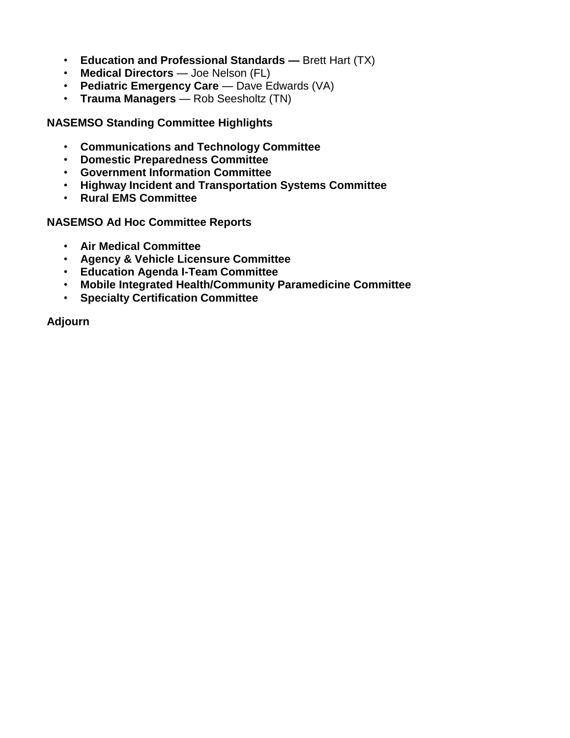- **Education and Professional Standards —** Brett Hart (TX)
- **Medical Directors** — Joe Nelson (FL)
- **Pediatric Emergency Care** — Dave Edwards (VA)
- **Trauma Managers** — Rob Seesholtz (TN)

**NASEMSO Standing Committee Highlights**

- **Communications and Technology Committee**
- **Domestic Preparedness Committee**
- **Government Information Committee**
- **Highway Incident and Transportation Systems Committee**
- **Rural EMS Committee**

**NASEMSO Ad Hoc Committee Reports**

- **Air Medical Committee**
- **Agency & Vehicle Licensure Committee**
- **Education Agenda I-Team Committee**
- **Mobile Integrated Health/Community Paramedicine Committee**
- **Specialty Certification Committee**

**Adjourn**